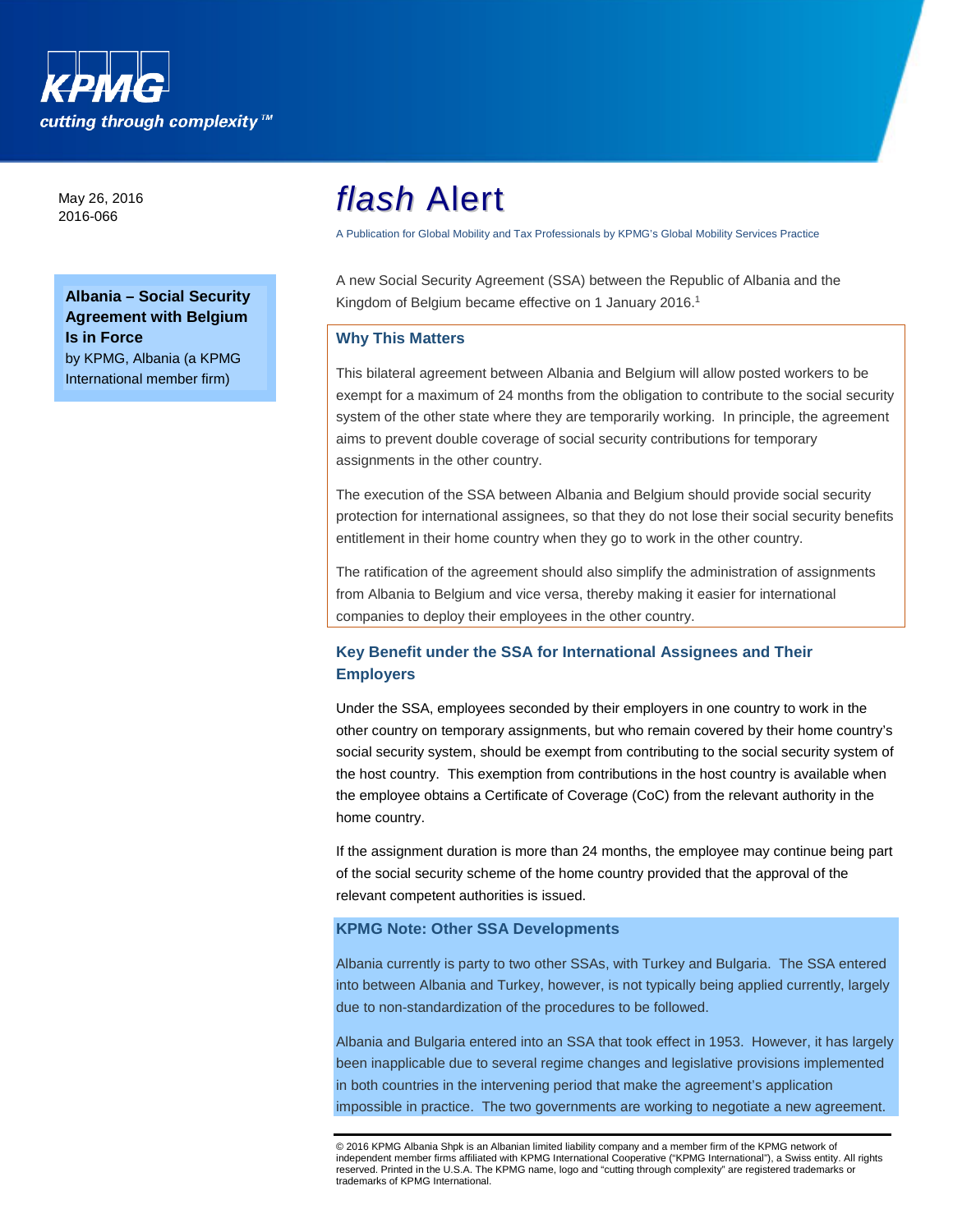May 26, 2016
2016-066

# flash Alert

A Publication for Global Mobility and Tax Professionals by KPMG's Global Mobility Services Practice

**Albania – Social Security Agreement with Belgium Is in Force**
by KPMG, Albania (a KPMG International member firm)

A new Social Security Agreement (SSA) between the Republic of Albania and the Kingdom of Belgium became effective on 1 January 2016.[1]

## Why This Matters

This bilateral agreement between Albania and Belgium will allow posted workers to be exempt for a maximum of 24 months from the obligation to contribute to the social security system of the other state where they are temporarily working. In principle, the agreement aims to prevent double coverage of social security contributions for temporary assignments in the other country.

The execution of the SSA between Albania and Belgium should provide social security protection for international assignees, so that they do not lose their social security benefits entitlement in their home country when they go to work in the other country.

The ratification of the agreement should also simplify the administration of assignments from Albania to Belgium and vice versa, thereby making it easier for international companies to deploy their employees in the other country.

## Key Benefit under the SSA for International Assignees and Their Employers

Under the SSA, employees seconded by their employers in one country to work in the other country on temporary assignments, but who remain covered by their home country's social security system, should be exempt from contributing to the social security system of the host country. This exemption from contributions in the host country is available when the employee obtains a Certificate of Coverage (CoC) from the relevant authority in the home country.

If the assignment duration is more than 24 months, the employee may continue being part of the social security scheme of the home country provided that the approval of the relevant competent authorities is issued.

### KPMG Note: Other SSA Developments

Albania currently is party to two other SSAs, with Turkey and Bulgaria. The SSA entered into between Albania and Turkey, however, is not typically being applied currently, largely due to non-standardization of the procedures to be followed.

Albania and Bulgaria entered into an SSA that took effect in 1953. However, it has largely been inapplicable due to several regime changes and legislative provisions implemented in both countries in the intervening period that make the agreement's application impossible in practice. The two governments are working to negotiate a new agreement.

© 2016 KPMG Albania Shpk is an Albanian limited liability company and a member firm of the KPMG network of independent member firms affiliated with KPMG International Cooperative ("KPMG International"), a Swiss entity. All rights reserved. Printed in the U.S.A. The KPMG name, logo and "cutting through complexity" are registered trademarks or trademarks of KPMG International.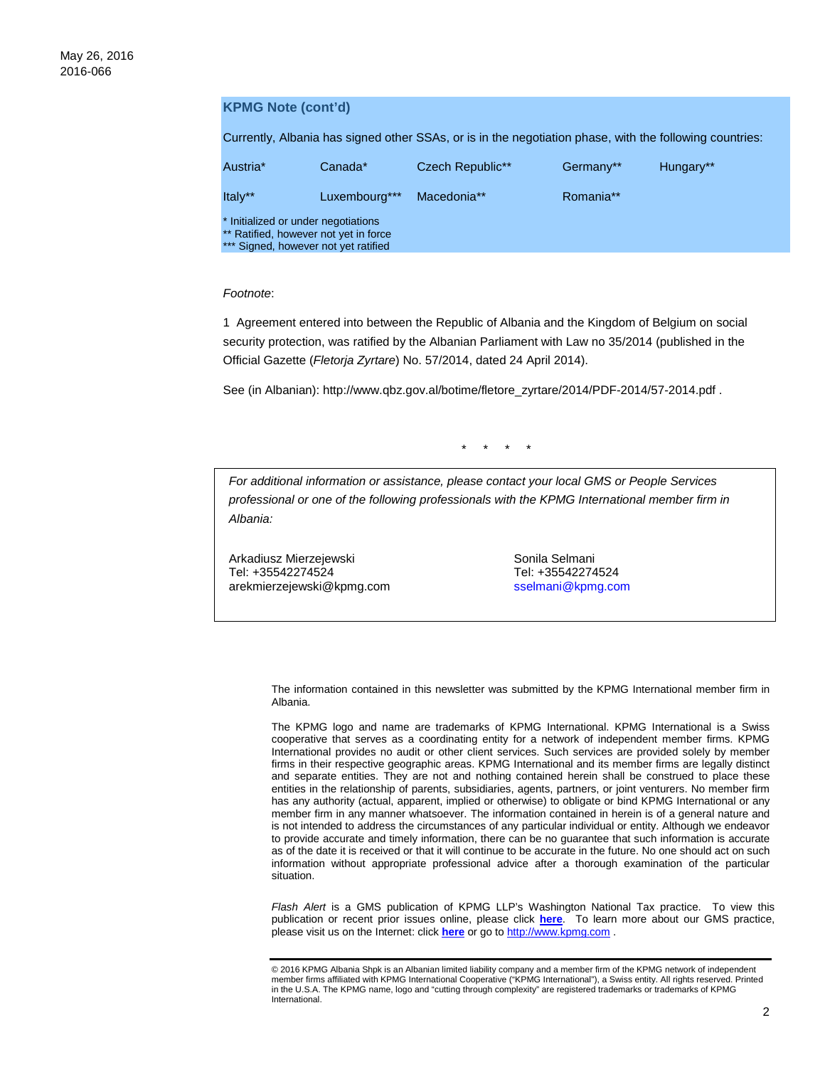May 26, 2016
2016-066

**KPMG Note (cont'd)**

Currently, Albania has signed other SSAs, or is in the negotiation phase, with the following countries:

| | | | | |
|---|---|---|---|---|
| Austria* | Canada* | Czech Republic** | Germany** | Hungary** |
| Italy** | Luxembourg*** | Macedonia** | Romania** | |

* Initialized or under negotiations
** Ratified, however not yet in force
*** Signed, however not yet ratified

*Footnote*:

1 Agreement entered into between the Republic of Albania and the Kingdom of Belgium on social security protection, was ratified by the Albanian Parliament with Law no 35/2014 (published in the Official Gazette (*Fletorja Zyrtare*) No. 57/2014, dated 24 April 2014).

See (in Albanian): http://www.qbz.gov.al/botime/fletore_zyrtare/2014/PDF-2014/57-2014.pdf .

\* \* \* \*

*For additional information or assistance, please contact your local GMS or People Services professional or one of the following professionals with the KPMG International member firm in Albania:*

Arkadiusz Mierzejewski
Tel: +35542274524
arekmierzejewski@kpmg.com

Sonila Selmani
Tel: +35542274524
sselmani@kpmg.com

The information contained in this newsletter was submitted by the KPMG International member firm in Albania.

The KPMG logo and name are trademarks of KPMG International. KPMG International is a Swiss cooperative that serves as a coordinating entity for a network of independent member firms. KPMG International provides no audit or other client services. Such services are provided solely by member firms in their respective geographic areas. KPMG International and its member firms are legally distinct and separate entities. They are not and nothing contained herein shall be construed to place these entities in the relationship of parents, subsidiaries, agents, partners, or joint venturers. No member firm has any authority (actual, apparent, implied or otherwise) to obligate or bind KPMG International or any member firm in any manner whatsoever. The information contained in herein is of a general nature and is not intended to address the circumstances of any particular individual or entity. Although we endeavor to provide accurate and timely information, there can be no guarantee that such information is accurate as of the date it is received or that it will continue to be accurate in the future. No one should act on such information without appropriate professional advice after a thorough examination of the particular situation.

*Flash Alert* is a GMS publication of KPMG LLP's Washington National Tax practice. To view this publication or recent prior issues online, please click **here**. To learn more about our GMS practice, please visit us on the Internet: click **here** or go to http://www.kpmg.com .

© 2016 KPMG Albania Shpk is an Albanian limited liability company and a member firm of the KPMG network of independent member firms affiliated with KPMG International Cooperative ("KPMG International"), a Swiss entity. All rights reserved. Printed in the U.S.A. The KPMG name, logo and "cutting through complexity" are registered trademarks or trademarks of KPMG International.